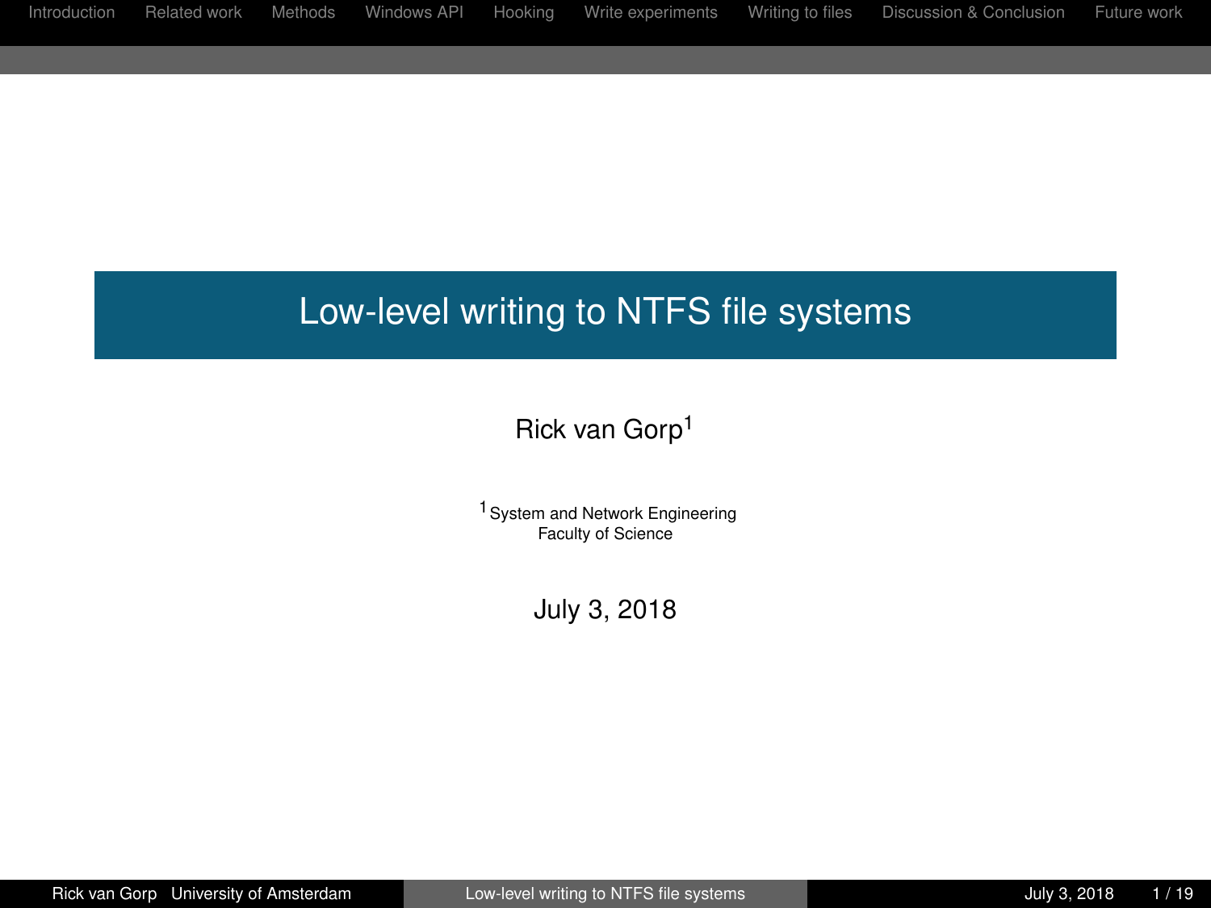# Low-level writing to NTFS file systems

Rick van Gorp[1]

[1] System and Network Engineering
Faculty of Science

July 3, 2018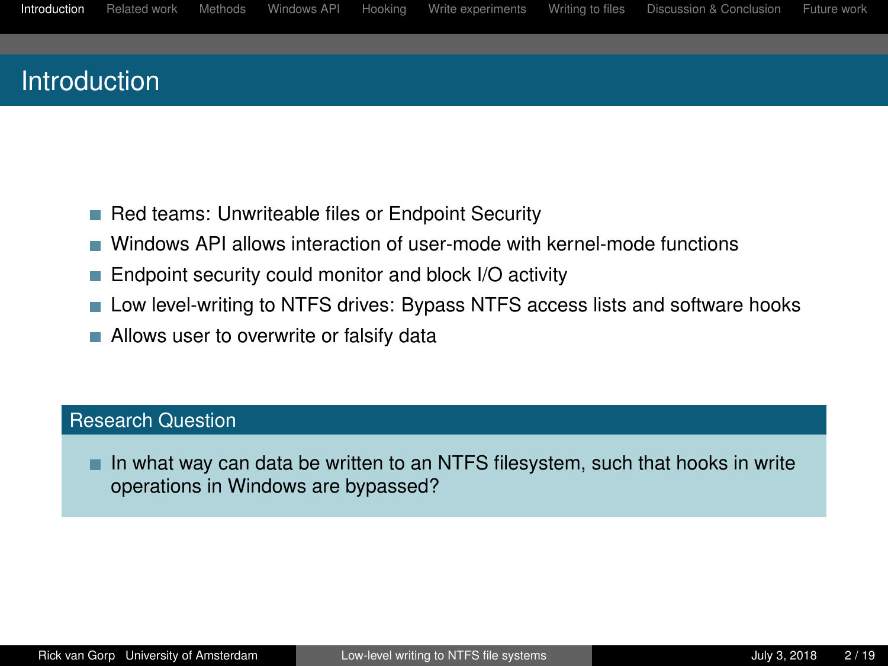# Introduction

- Red teams: Unwriteable files or Endpoint Security
- Windows API allows interaction of user-mode with kernel-mode functions
- Endpoint security could monitor and block I/O activity
- Low level-writing to NTFS drives: Bypass NTFS access lists and software hooks
- Allows user to overwrite or falsify data

## Research Question

- In what way can data be written to an NTFS filesystem, such that hooks in write operations in Windows are bypassed?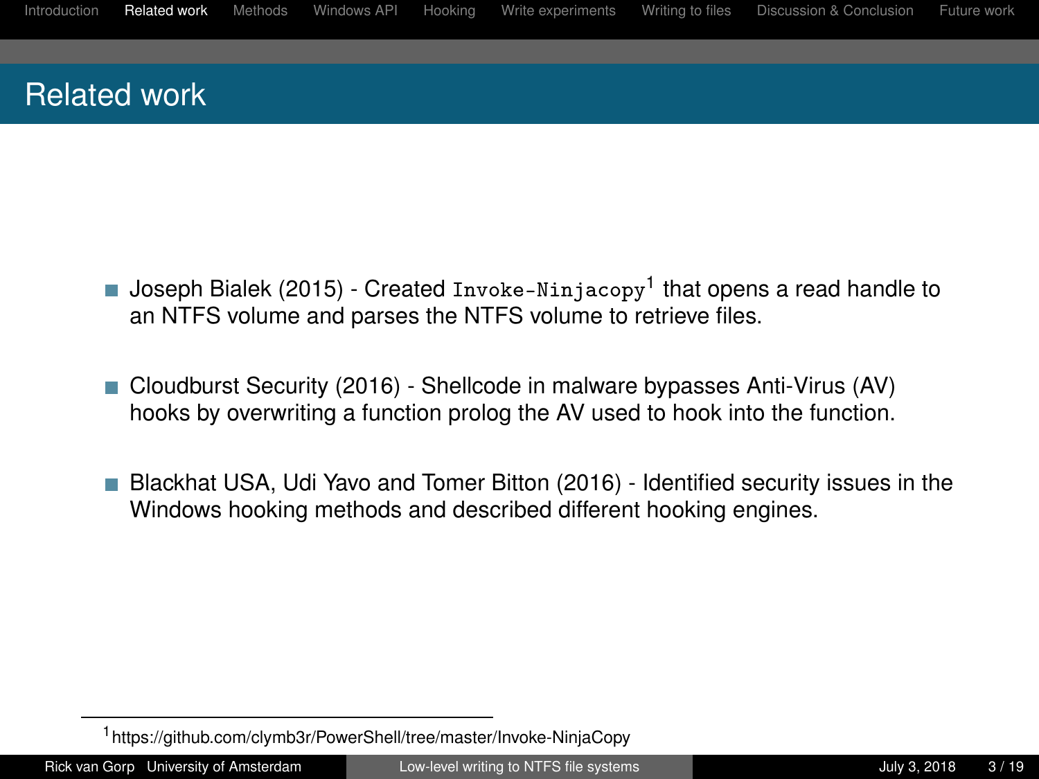## Related work

- Joseph Bialek (2015) - Created `Invoke-Ninjacopy`[1] that opens a read handle to an NTFS volume and parses the NTFS volume to retrieve files.

- Cloudburst Security (2016) - Shellcode in malware bypasses Anti-Virus (AV) hooks by overwriting a function prolog the AV used to hook into the function.

- Blackhat USA, Udi Yavo and Tomer Bitton (2016) - Identified security issues in the Windows hooking methods and described different hooking engines.

[1] https://github.com/clymb3r/PowerShell/tree/master/Invoke-NinjaCopy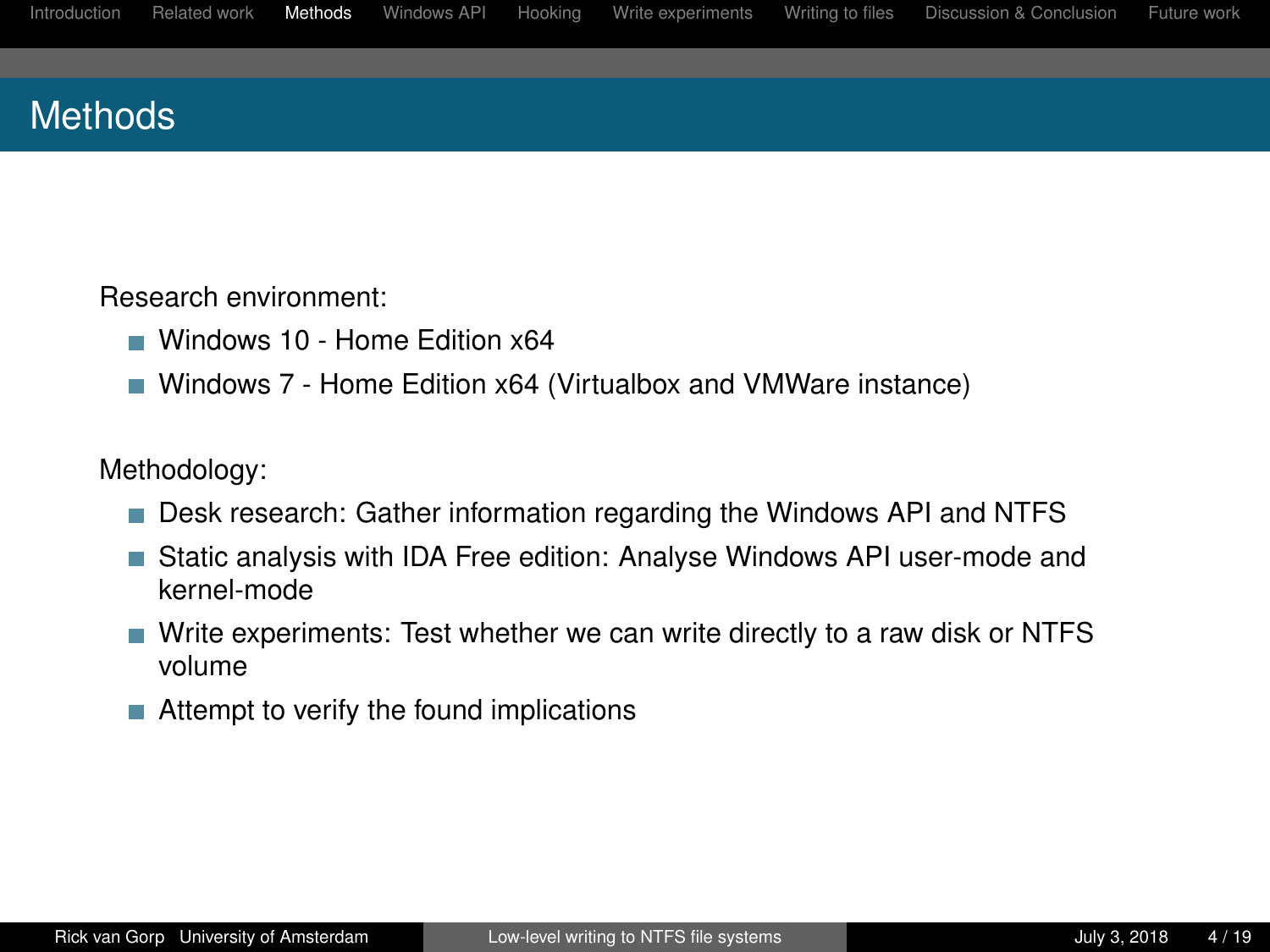# Methods

Research environment:

- Windows 10 - Home Edition x64
- Windows 7 - Home Edition x64 (Virtualbox and VMWare instance)

Methodology:

- Desk research: Gather information regarding the Windows API and NTFS
- Static analysis with IDA Free edition: Analyse Windows API user-mode and kernel-mode
- Write experiments: Test whether we can write directly to a raw disk or NTFS volume
- Attempt to verify the found implications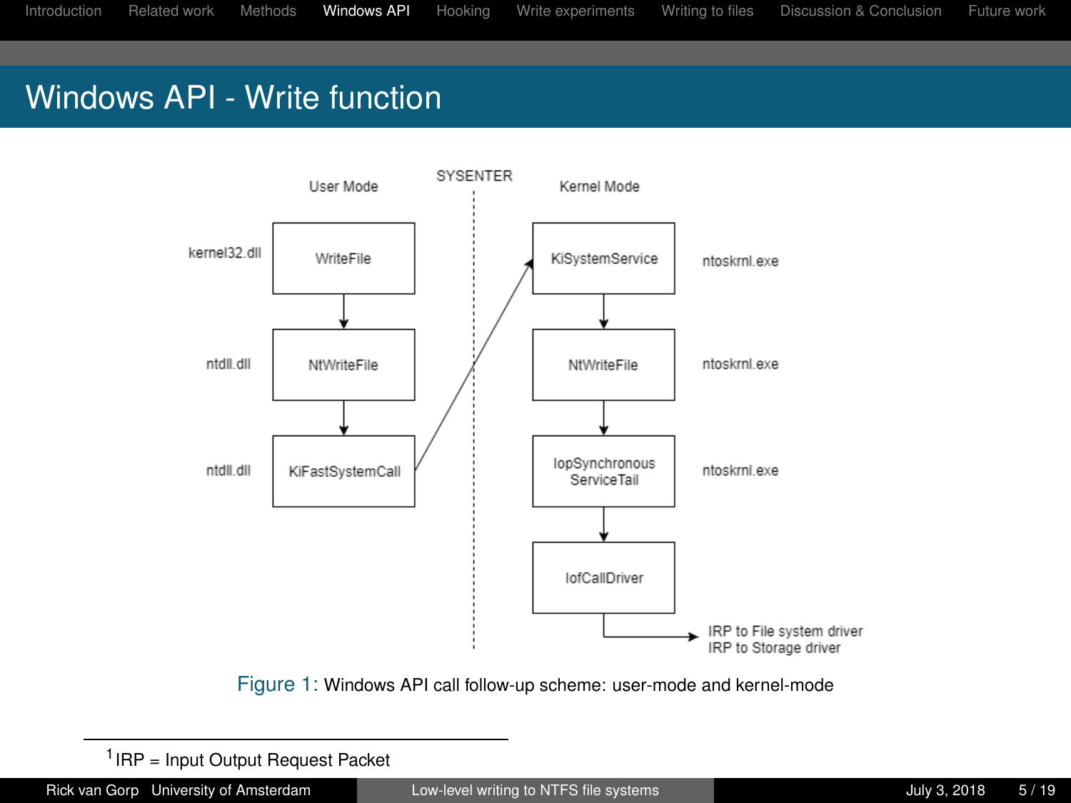# Windows API - Write function

User Mode | SYSENTER | Kernel Mode

| Module | User Mode | | Kernel Mode | Module |
|---|---|---|---|---|
| kernel32.dll | WriteFile | | KiSystemService | ntoskrnl.exe |
| ntdll.dll | NtWriteFile | | NtWriteFile | ntoskrnl.exe |
| ntdll.dll | KiFastSystemCall | → | IopSynchronousServiceTail | ntoskrnl.exe |
| | | | IofCallDriver | |

IRP to File system driver
IRP to Storage driver

Figure 1: Windows API call follow-up scheme: user-mode and kernel-mode

[1] IRP = Input Output Request Packet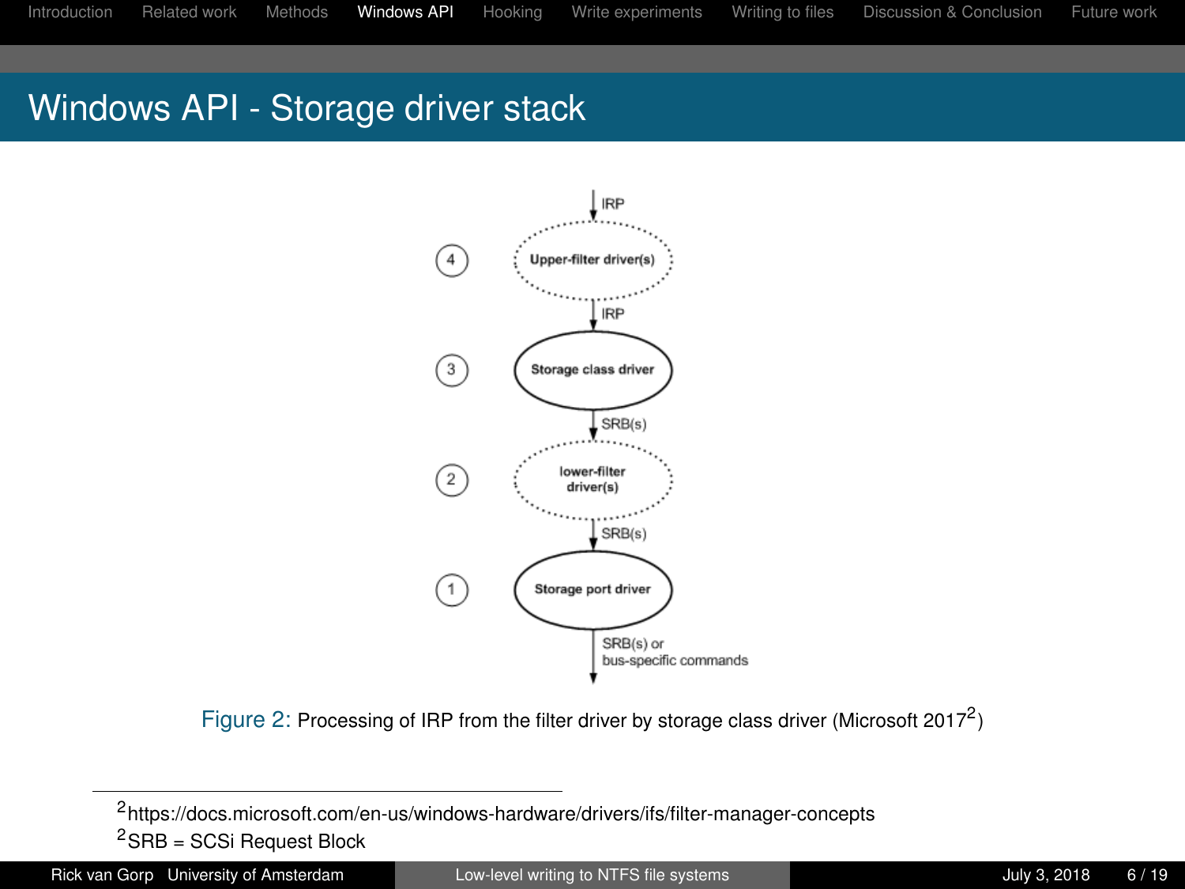# Windows API - Storage driver stack

IRP

4 Upper-filter driver(s)

IRP

3 Storage class driver

SRB(s)

2 lower-filter driver(s)

SRB(s)

1 Storage port driver

SRB(s) or bus-specific commands

Figure 2: Processing of IRP from the filter driver by storage class driver (Microsoft 2017[2])

[2] https://docs.microsoft.com/en-us/windows-hardware/drivers/ifs/filter-manager-concepts

[2] SRB = SCSi Request Block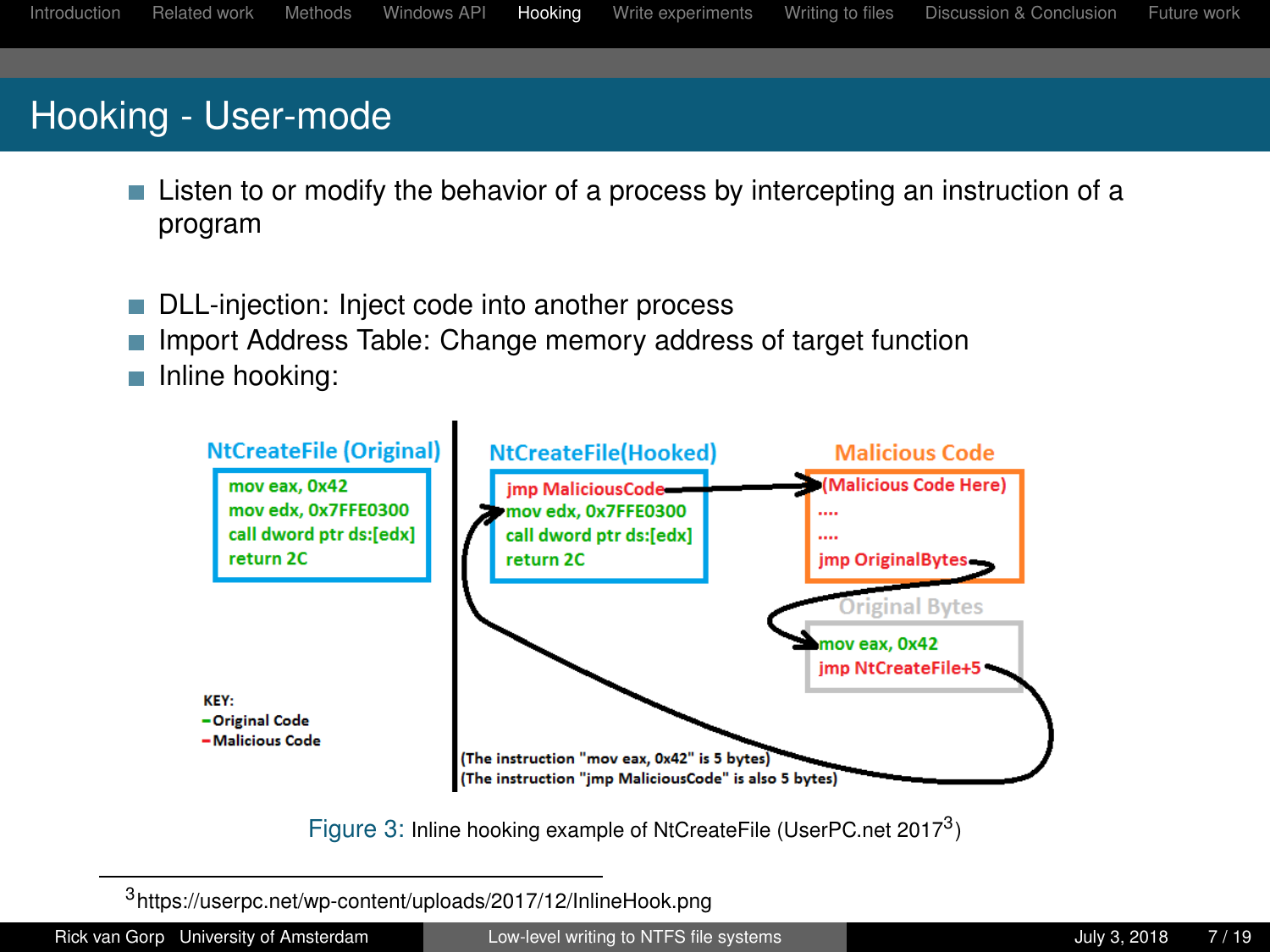# Hooking - User-mode

- Listen to or modify the behavior of a process by intercepting an instruction of a program

- DLL-injection: Inject code into another process
- Import Address Table: Change memory address of target function
- Inline hooking:

**NtCreateFile (Original)**

```
mov eax, 0x42
mov edx, 0x7FFE0300
call dword ptr ds:[edx]
return 2C
```

**NtCreateFile(Hooked)**

```
jmp MaliciousCode
mov edx, 0x7FFE0300
call dword ptr ds:[edx]
return 2C
```

**Malicious Code**

```
(Malicious Code Here)
....
....
jmp OriginalBytes
```

**Original Bytes**

```
mov eax, 0x42
jmp NtCreateFile+5
```

KEY:
- Original Code
- Malicious Code

(The instruction "mov eax, 0x42" is 5 bytes)
(The instruction "jmp MaliciousCode" is also 5 bytes)

Figure 3: Inline hooking example of NtCreateFile (UserPC.net 2017[3])

[3] https://userpc.net/wp-content/uploads/2017/12/InlineHook.png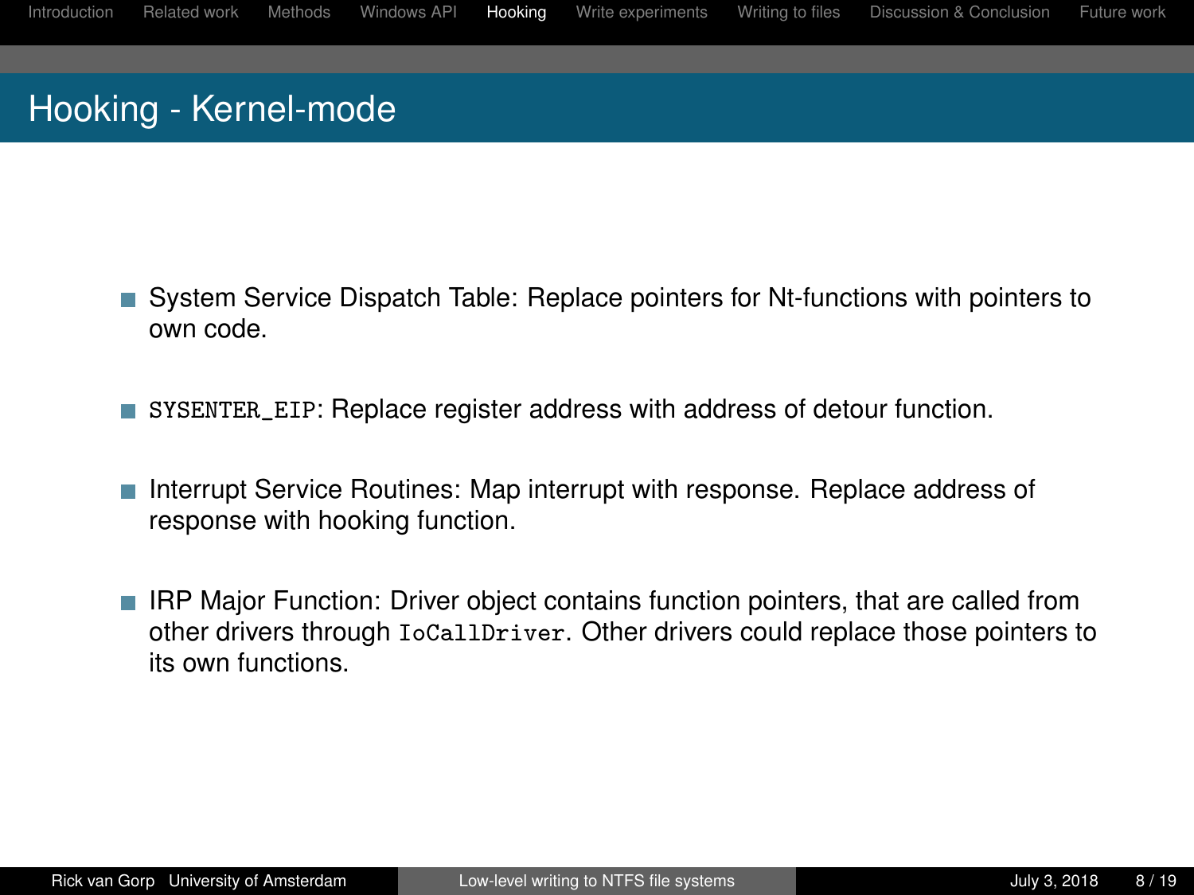# Hooking - Kernel-mode

- System Service Dispatch Table: Replace pointers for Nt-functions with pointers to own code.
- `SYSENTER_EIP`: Replace register address with address of detour function.
- Interrupt Service Routines: Map interrupt with response. Replace address of response with hooking function.
- IRP Major Function: Driver object contains function pointers, that are called from other drivers through `IoCallDriver`. Other drivers could replace those pointers to its own functions.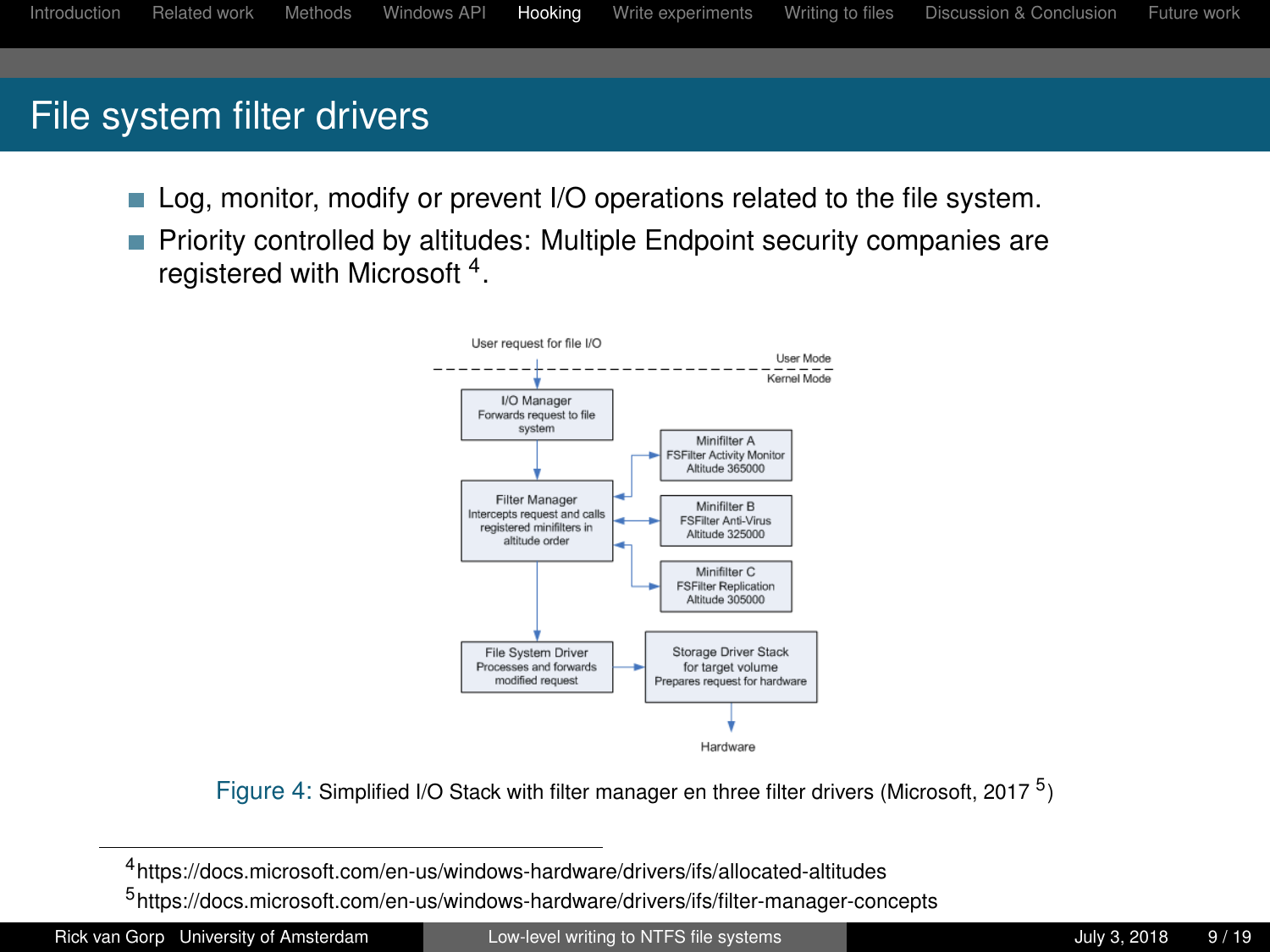# File system filter drivers

- Log, monitor, modify or prevent I/O operations related to the file system.
- Priority controlled by altitudes: Multiple Endpoint security companies are registered with Microsoft [4].

Figure 4: Simplified I/O Stack with filter manager en three filter drivers (Microsoft, 2017 [5])

[4] https://docs.microsoft.com/en-us/windows-hardware/drivers/ifs/allocated-altitudes

[5] https://docs.microsoft.com/en-us/windows-hardware/drivers/ifs/filter-manager-concepts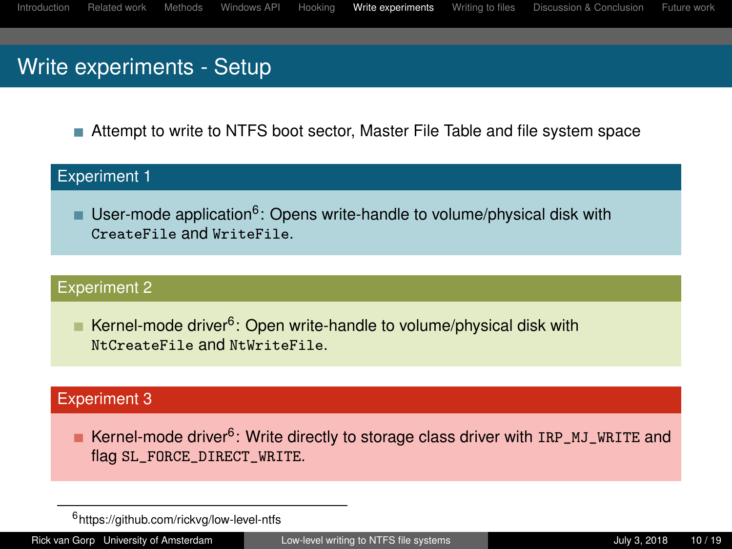# Write experiments - Setup

- Attempt to write to NTFS boot sector, Master File Table and file system space

## Experiment 1

- User-mode application[6]: Opens write-handle to volume/physical disk with `CreateFile` and `WriteFile`.

## Experiment 2

- Kernel-mode driver[6]: Open write-handle to volume/physical disk with `NtCreateFile` and `NtWriteFile`.

## Experiment 3

- Kernel-mode driver[6]: Write directly to storage class driver with `IRP_MJ_WRITE` and flag `SL_FORCE_DIRECT_WRITE`.

[6] https://github.com/rickvg/low-level-ntfs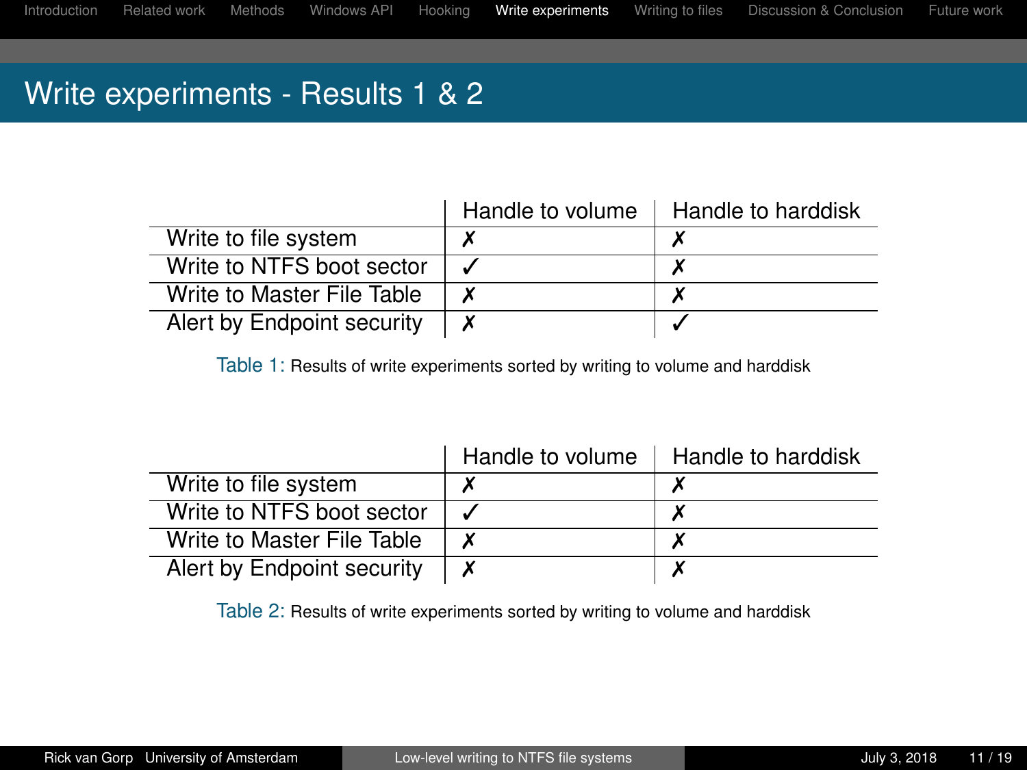# Write experiments - Results 1 & 2

| | Handle to volume | Handle to harddisk |
|---|---|---|
| Write to file system | ✗ | ✗ |
| Write to NTFS boot sector | ✓ | ✗ |
| Write to Master File Table | ✗ | ✗ |
| Alert by Endpoint security | ✗ | ✓ |

Table 1: Results of write experiments sorted by writing to volume and harddisk

| | Handle to volume | Handle to harddisk |
|---|---|---|
| Write to file system | ✗ | ✗ |
| Write to NTFS boot sector | ✓ | ✗ |
| Write to Master File Table | ✗ | ✗ |
| Alert by Endpoint security | ✗ | ✗ |

Table 2: Results of write experiments sorted by writing to volume and harddisk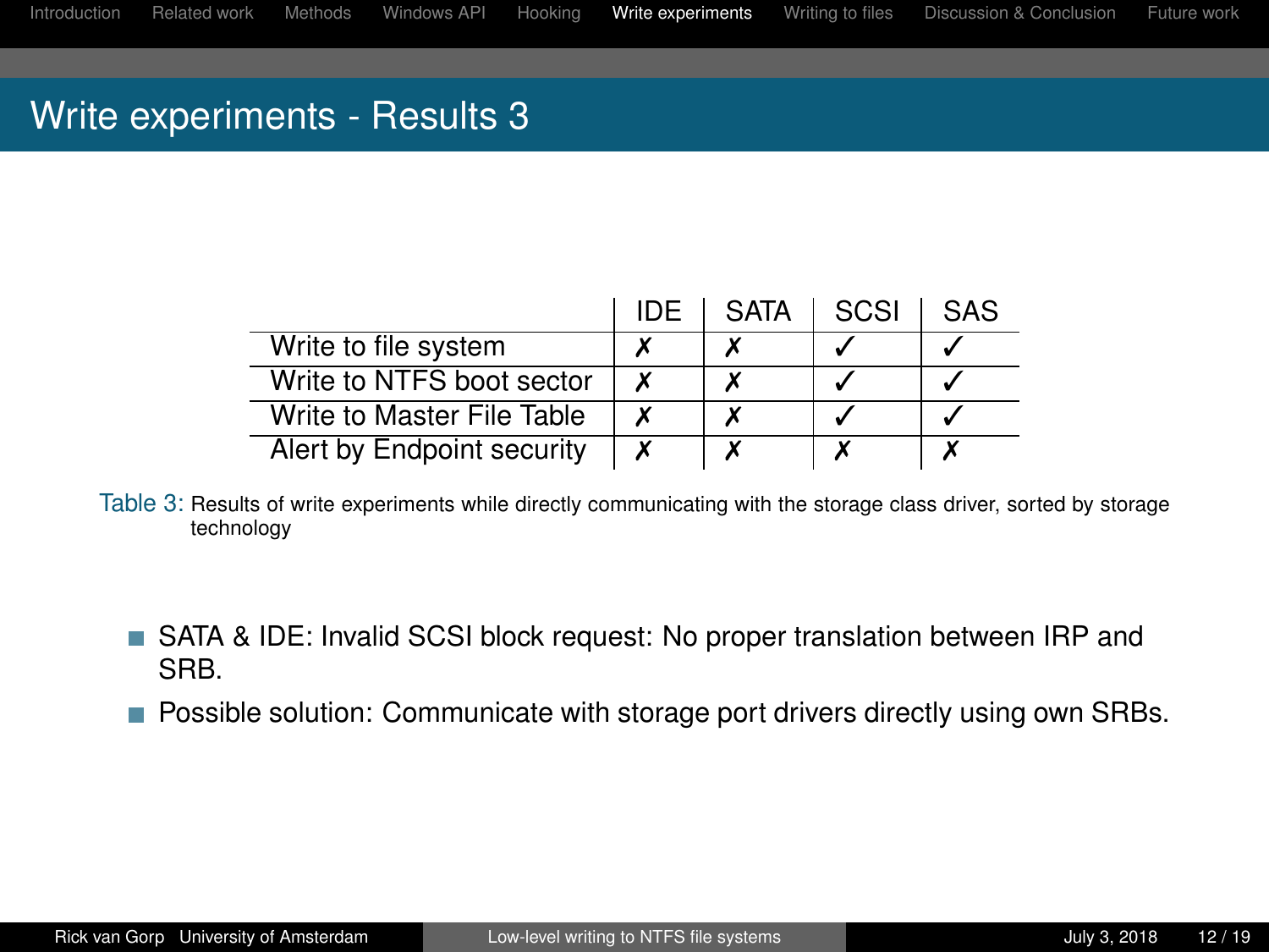# Write experiments - Results 3

| | IDE | SATA | SCSI | SAS |
|---|---|---|---|---|
| Write to file system | ✗ | ✗ | ✓ | ✓ |
| Write to NTFS boot sector | ✗ | ✗ | ✓ | ✓ |
| Write to Master File Table | ✗ | ✗ | ✓ | ✓ |
| Alert by Endpoint security | ✗ | ✗ | ✗ | ✗ |

Table 3: Results of write experiments while directly communicating with the storage class driver, sorted by storage technology

- SATA & IDE: Invalid SCSI block request: No proper translation between IRP and SRB.
- Possible solution: Communicate with storage port drivers directly using own SRBs.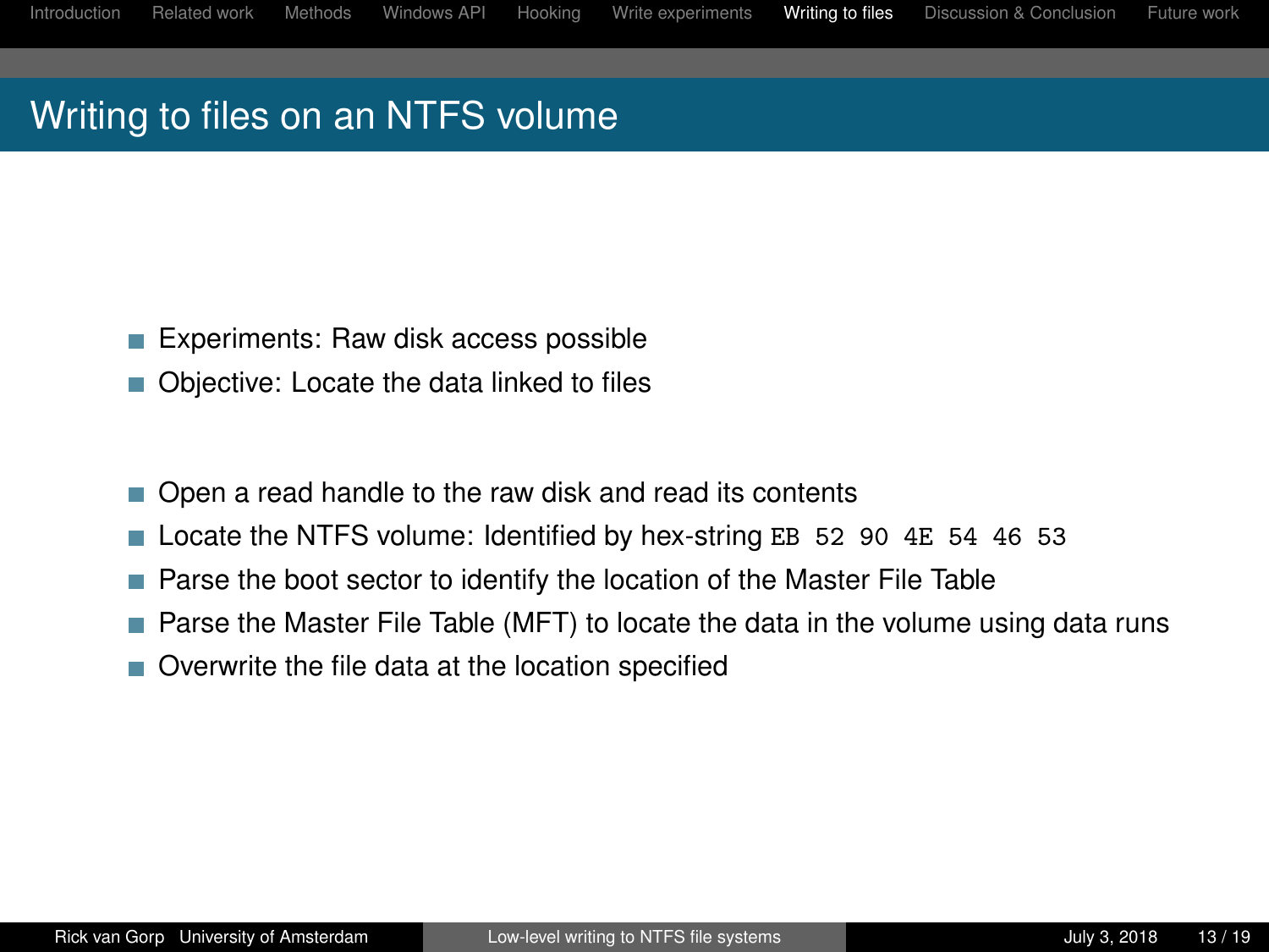# Writing to files on an NTFS volume

- Experiments: Raw disk access possible
- Objective: Locate the data linked to files

- Open a read handle to the raw disk and read its contents
- Locate the NTFS volume: Identified by hex-string `EB 52 90 4E 54 46 53`
- Parse the boot sector to identify the location of the Master File Table
- Parse the Master File Table (MFT) to locate the data in the volume using data runs
- Overwrite the file data at the location specified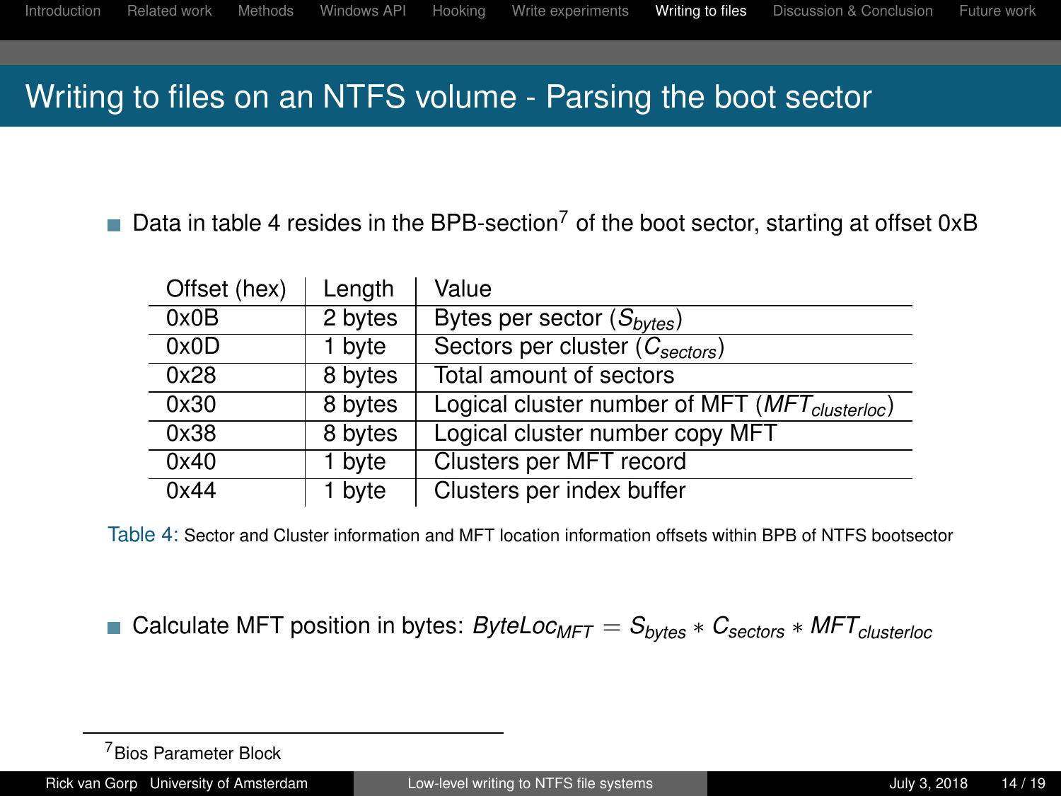# Writing to files on an NTFS volume - Parsing the boot sector

- Data in table 4 resides in the BPB-section[7] of the boot sector, starting at offset 0xB

| Offset (hex) | Length | Value |
|---|---|---|
| 0x0B | 2 bytes | Bytes per sector ($S_{bytes}$) |
| 0x0D | 1 byte | Sectors per cluster ($C_{sectors}$) |
| 0x28 | 8 bytes | Total amount of sectors |
| 0x30 | 8 bytes | Logical cluster number of MFT ($MFT_{clusterloc}$) |
| 0x38 | 8 bytes | Logical cluster number copy MFT |
| 0x40 | 1 byte | Clusters per MFT record |
| 0x44 | 1 byte | Clusters per index buffer |

Table 4: Sector and Cluster information and MFT location information offsets within BPB of NTFS bootsector

- Calculate MFT position in bytes: $ByteLoc_{MFT} = S_{bytes} * C_{sectors} * MFT_{clusterloc}$

[7] Bios Parameter Block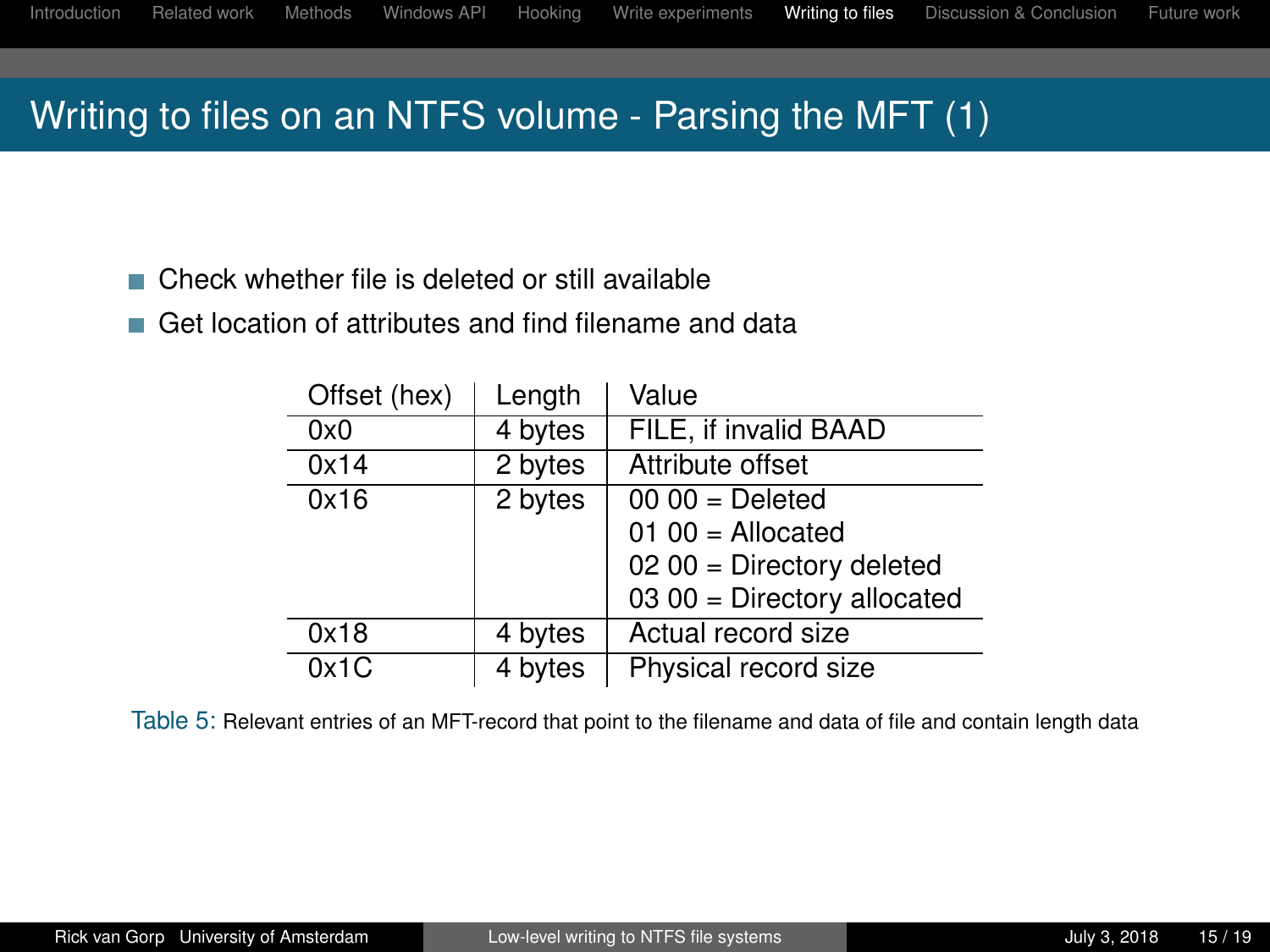# Writing to files on an NTFS volume - Parsing the MFT (1)

- Check whether file is deleted or still available
- Get location of attributes and find filename and data

| Offset (hex) | Length | Value |
|---|---|---|
| 0x0 | 4 bytes | FILE, if invalid BAAD |
| 0x14 | 2 bytes | Attribute offset |
| 0x16 | 2 bytes | 00 00 = Deleted<br>01 00 = Allocated<br>02 00 = Directory deleted<br>03 00 = Directory allocated |
| 0x18 | 4 bytes | Actual record size |
| 0x1C | 4 bytes | Physical record size |

Table 5: Relevant entries of an MFT-record that point to the filename and data of file and contain length data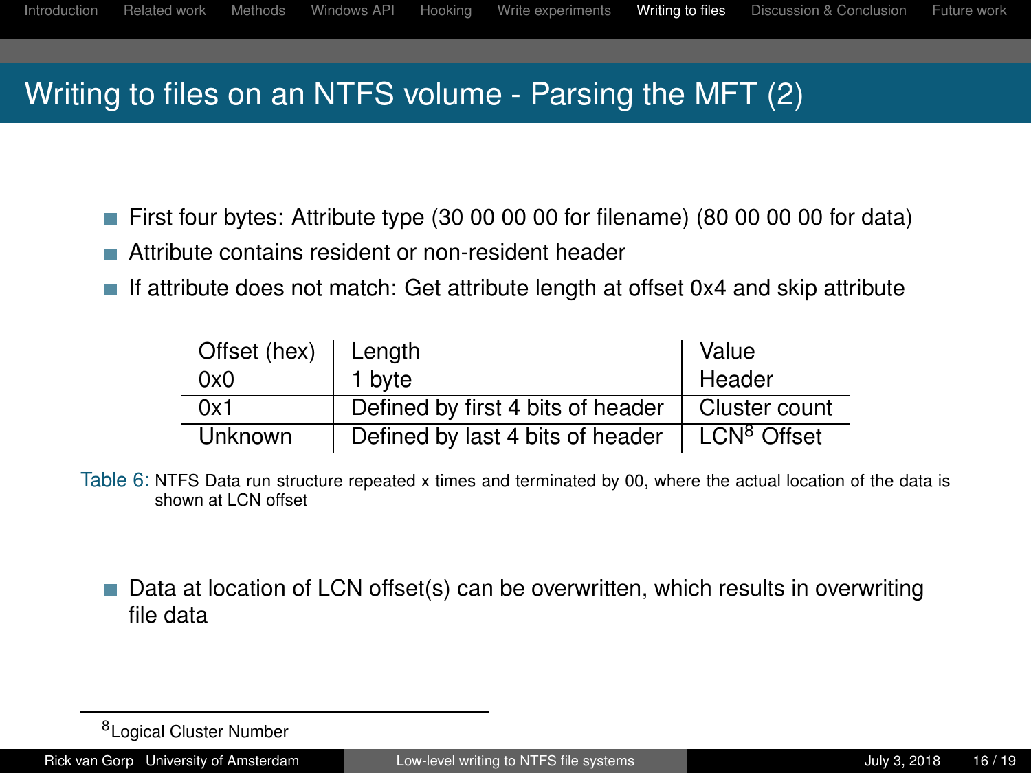# Writing to files on an NTFS volume - Parsing the MFT (2)

- First four bytes: Attribute type (30 00 00 00 for filename) (80 00 00 00 for data)
- Attribute contains resident or non-resident header
- If attribute does not match: Get attribute length at offset 0x4 and skip attribute

| Offset (hex) | Length | Value |
|---|---|---|
| 0x0 | 1 byte | Header |
| 0x1 | Defined by first 4 bits of header | Cluster count |
| Unknown | Defined by last 4 bits of header | LCN[8] Offset |

Table 6: NTFS Data run structure repeated x times and terminated by 00, where the actual location of the data is shown at LCN offset

- Data at location of LCN offset(s) can be overwritten, which results in overwriting file data

[8] Logical Cluster Number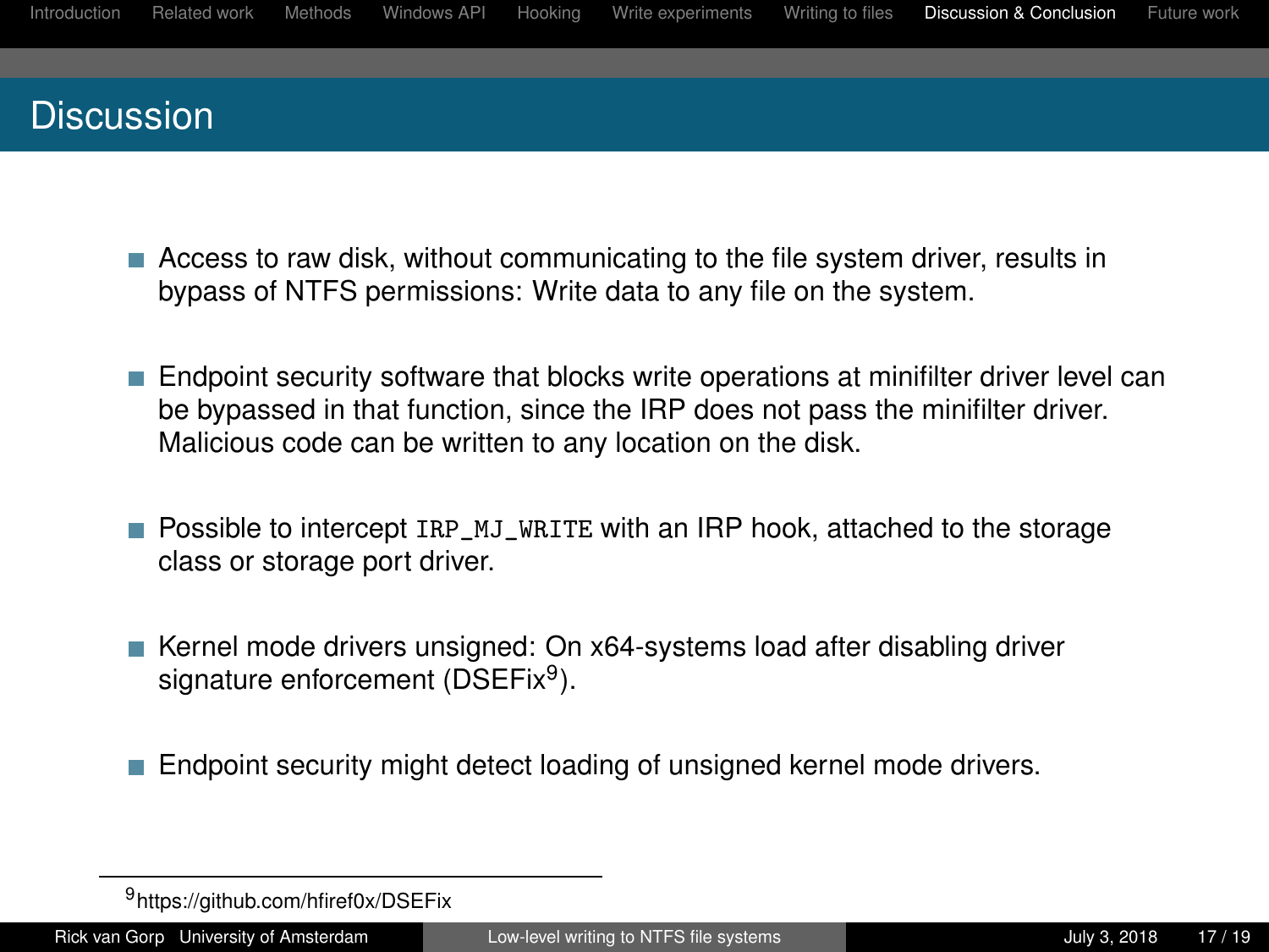# Discussion

- Access to raw disk, without communicating to the file system driver, results in bypass of NTFS permissions: Write data to any file on the system.
- Endpoint security software that blocks write operations at minifilter driver level can be bypassed in that function, since the IRP does not pass the minifilter driver. Malicious code can be written to any location on the disk.
- Possible to intercept `IRP_MJ_WRITE` with an IRP hook, attached to the storage class or storage port driver.
- Kernel mode drivers unsigned: On x64-systems load after disabling driver signature enforcement (DSEFix[9]).
- Endpoint security might detect loading of unsigned kernel mode drivers.

[9] https://github.com/hfiref0x/DSEFix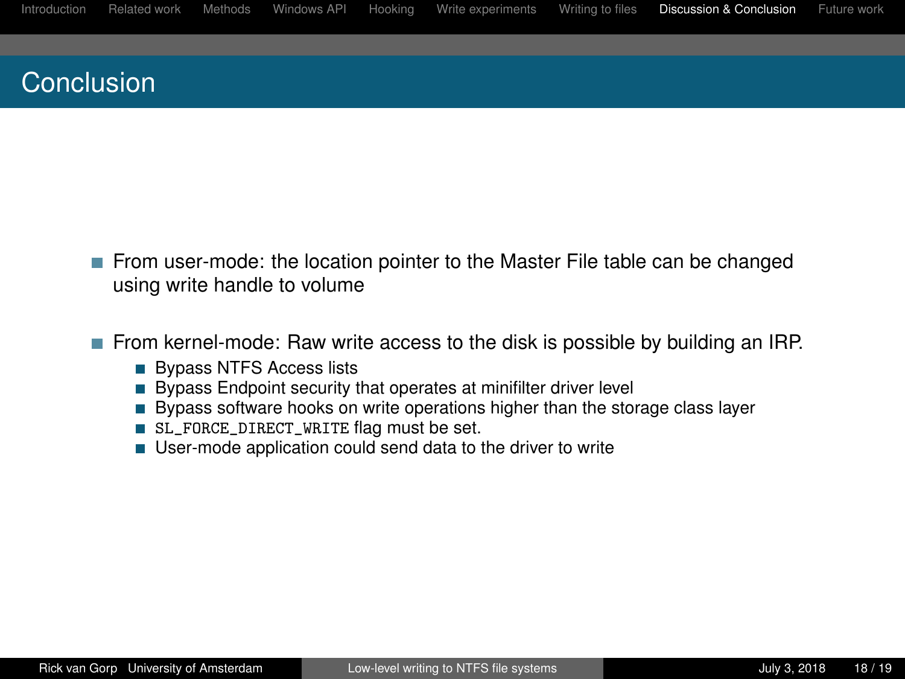# Conclusion

- From user-mode: the location pointer to the Master File table can be changed using write handle to volume

- From kernel-mode: Raw write access to the disk is possible by building an IRP.
  - Bypass NTFS Access lists
  - Bypass Endpoint security that operates at minifilter driver level
  - Bypass software hooks on write operations higher than the storage class layer
  - `SL_FORCE_DIRECT_WRITE` flag must be set.
  - User-mode application could send data to the driver to write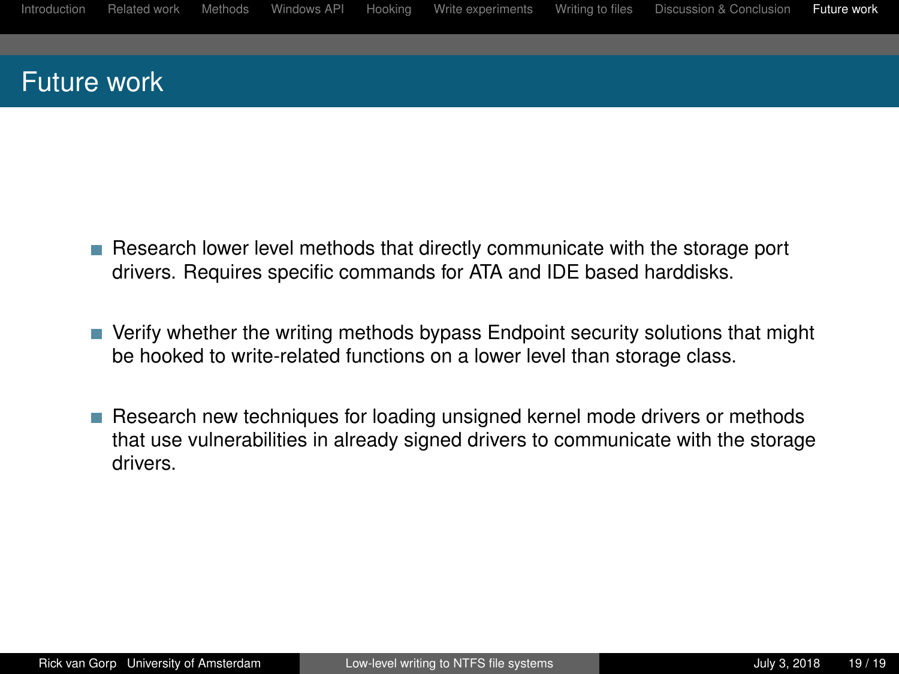# Future work

- Research lower level methods that directly communicate with the storage port drivers. Requires specific commands for ATA and IDE based harddisks.
- Verify whether the writing methods bypass Endpoint security solutions that might be hooked to write-related functions on a lower level than storage class.
- Research new techniques for loading unsigned kernel mode drivers or methods that use vulnerabilities in already signed drivers to communicate with the storage drivers.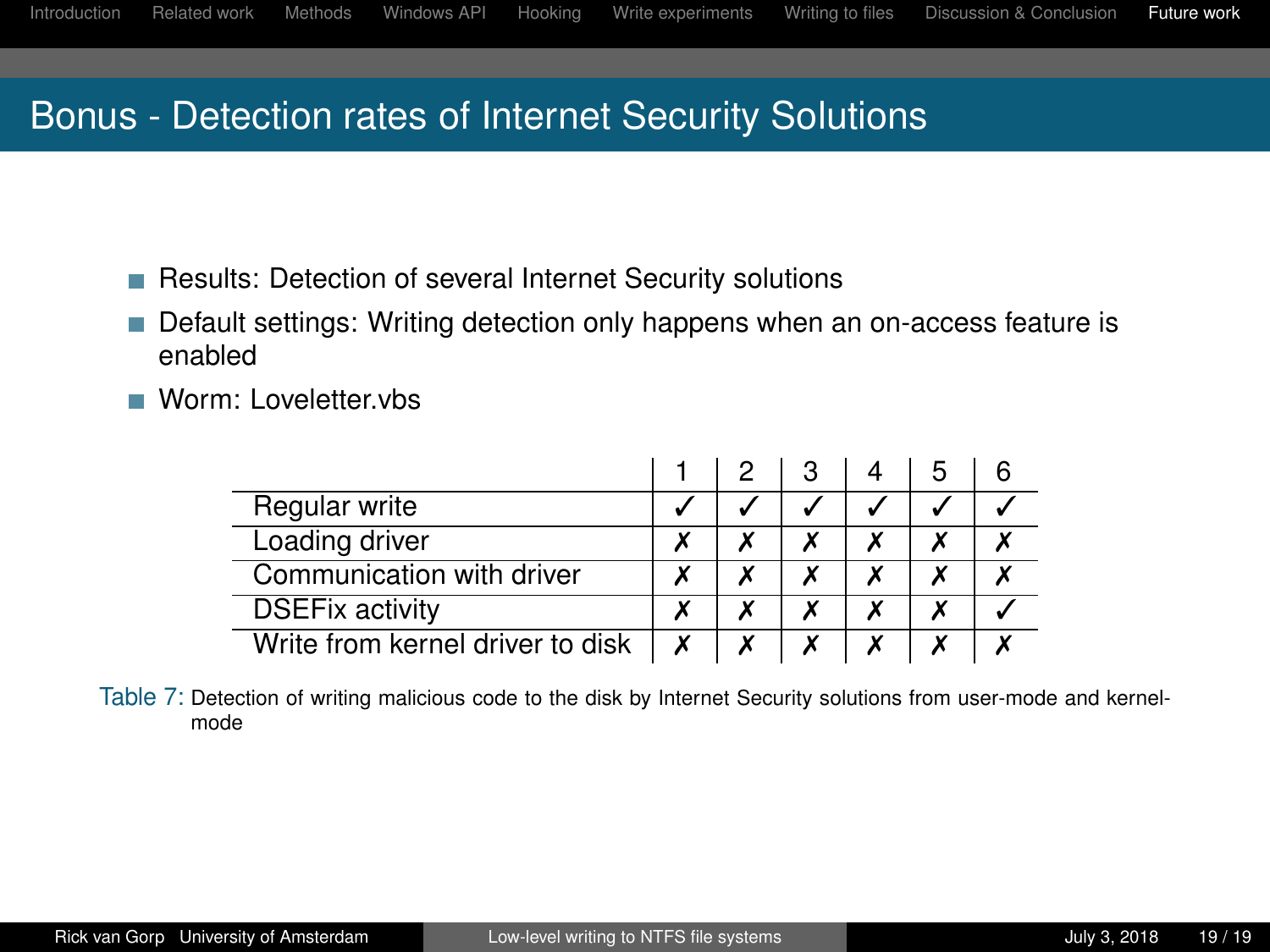## Bonus - Detection rates of Internet Security Solutions

- Results: Detection of several Internet Security solutions
- Default settings: Writing detection only happens when an on-access feature is enabled
- Worm: Loveletter.vbs

| | 1 | 2 | 3 | 4 | 5 | 6 |
|---|---|---|---|---|---|---|
| Regular write | ✓ | ✓ | ✓ | ✓ | ✓ | ✓ |
| Loading driver | ✗ | ✗ | ✗ | ✗ | ✗ | ✗ |
| Communication with driver | ✗ | ✗ | ✗ | ✗ | ✗ | ✗ |
| DSEFix activity | ✗ | ✗ | ✗ | ✗ | ✗ | ✓ |
| Write from kernel driver to disk | ✗ | ✗ | ✗ | ✗ | ✗ | ✗ |

Table 7: Detection of writing malicious code to the disk by Internet Security solutions from user-mode and kernel-mode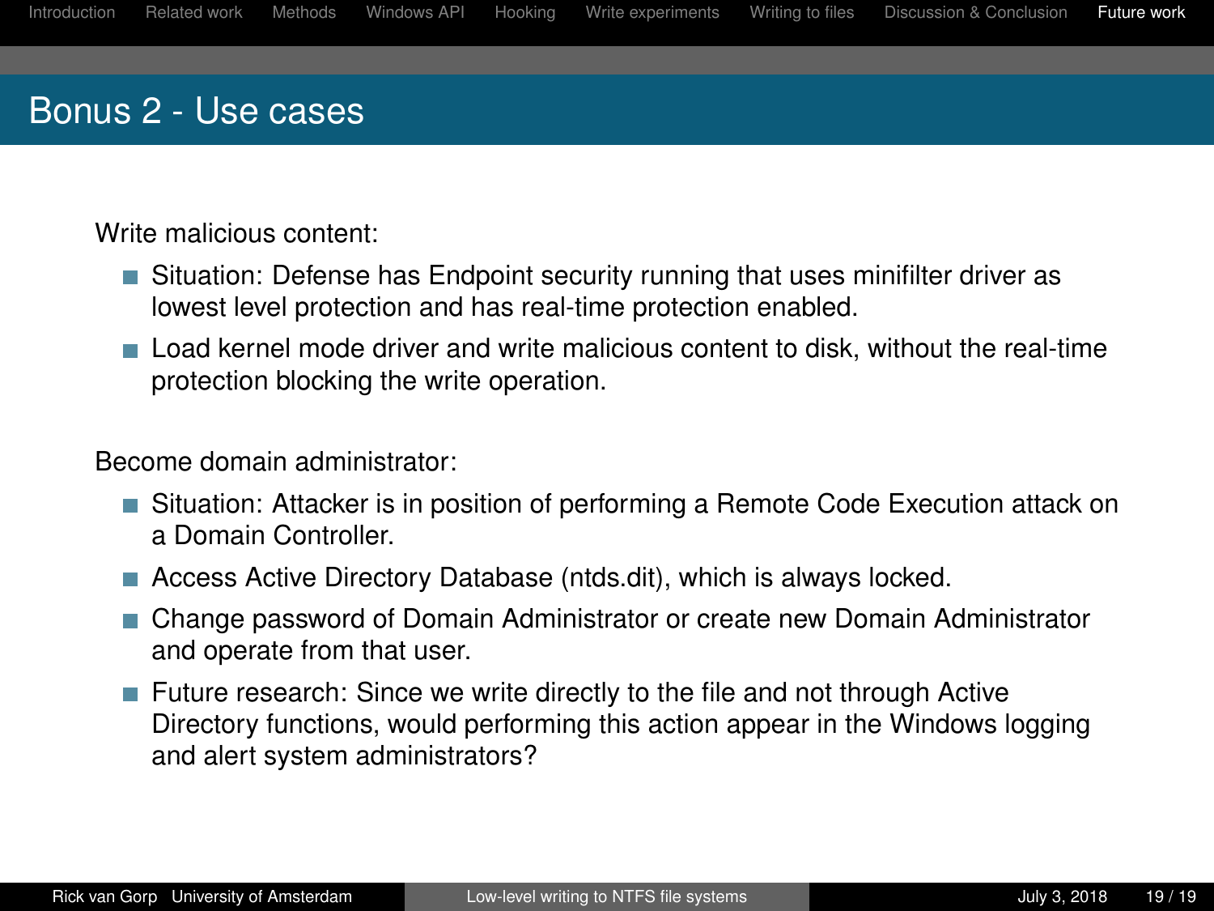## Bonus 2 - Use cases

Write malicious content:

- Situation: Defense has Endpoint security running that uses minifilter driver as lowest level protection and has real-time protection enabled.
- Load kernel mode driver and write malicious content to disk, without the real-time protection blocking the write operation.

Become domain administrator:

- Situation: Attacker is in position of performing a Remote Code Execution attack on a Domain Controller.
- Access Active Directory Database (ntds.dit), which is always locked.
- Change password of Domain Administrator or create new Domain Administrator and operate from that user.
- Future research: Since we write directly to the file and not through Active Directory functions, would performing this action appear in the Windows logging and alert system administrators?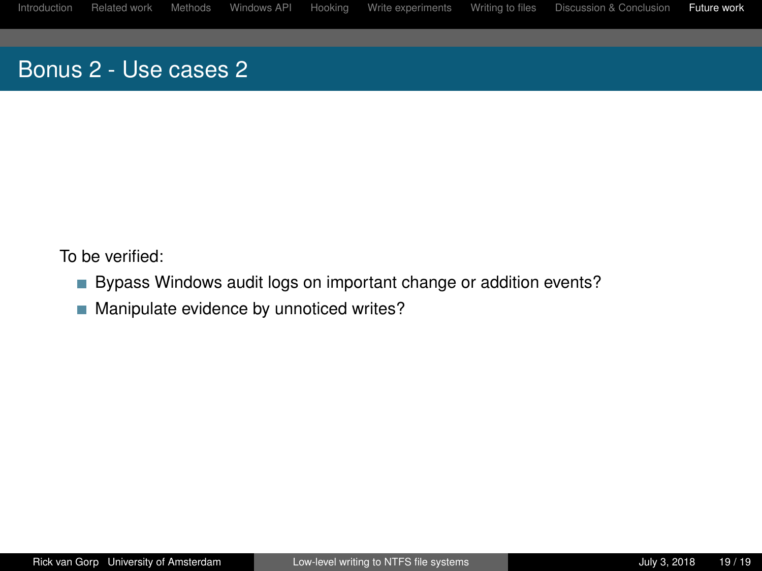# Bonus 2 - Use cases 2

To be verified:

- Bypass Windows audit logs on important change or addition events?
- Manipulate evidence by unnoticed writes?